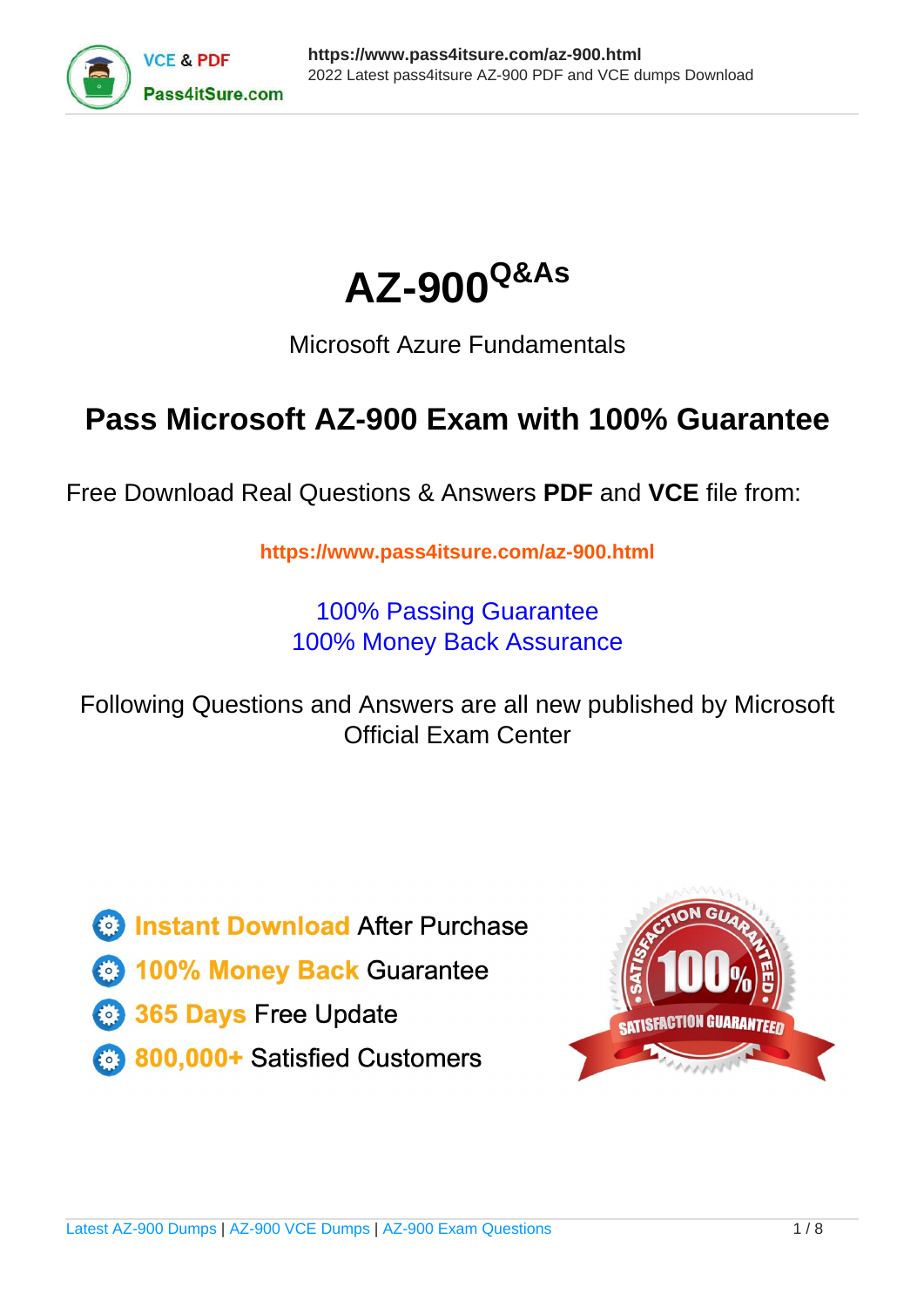# AZ-900 Q&As

Microsoft Azure Fundamentals

## Pass Microsoft AZ-900 Exam with 100% Guarantee

Free Download Real Questions & Answers **PDF** and **VCE** file from:

https://www.pass4itsure.com/az-900.html

100% Passing Guarantee
100% Money Back Assurance

Following Questions and Answers are all new published by Microsoft Official Exam Center

- **Instant Download** After Purchase
- **100% Money Back** Guarantee
- **365 Days** Free Update
- **800,000+** Satisfied Customers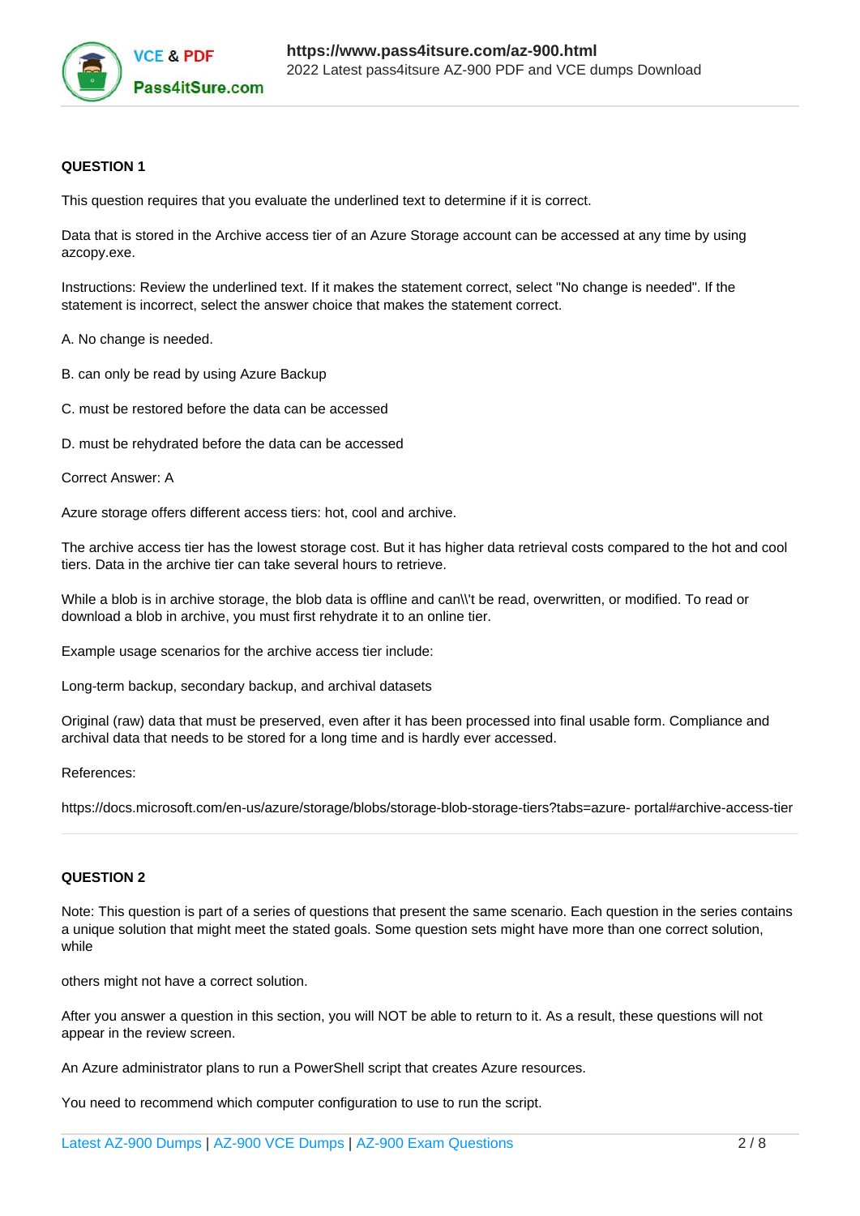**QUESTION 1**

This question requires that you evaluate the underlined text to determine if it is correct.

Data that is stored in the Archive access tier of an Azure Storage account can be accessed at any time by using azcopy.exe.

Instructions: Review the underlined text. If it makes the statement correct, select "No change is needed". If the statement is incorrect, select the answer choice that makes the statement correct.

A. No change is needed.

B. can only be read by using Azure Backup

C. must be restored before the data can be accessed

D. must be rehydrated before the data can be accessed

Correct Answer: A

Azure storage offers different access tiers: hot, cool and archive.

The archive access tier has the lowest storage cost. But it has higher data retrieval costs compared to the hot and cool tiers. Data in the archive tier can take several hours to retrieve.

While a blob is in archive storage, the blob data is offline and can\\'t be read, overwritten, or modified. To read or download a blob in archive, you must first rehydrate it to an online tier.

Example usage scenarios for the archive access tier include:

Long-term backup, secondary backup, and archival datasets

Original (raw) data that must be preserved, even after it has been processed into final usable form. Compliance and archival data that needs to be stored for a long time and is hardly ever accessed.

References:

https://docs.microsoft.com/en-us/azure/storage/blobs/storage-blob-storage-tiers?tabs=azure- portal#archive-access-tier

---

**QUESTION 2**

Note: This question is part of a series of questions that present the same scenario. Each question in the series contains a unique solution that might meet the stated goals. Some question sets might have more than one correct solution, while

others might not have a correct solution.

After you answer a question in this section, you will NOT be able to return to it. As a result, these questions will not appear in the review screen.

An Azure administrator plans to run a PowerShell script that creates Azure resources.

You need to recommend which computer configuration to use to run the script.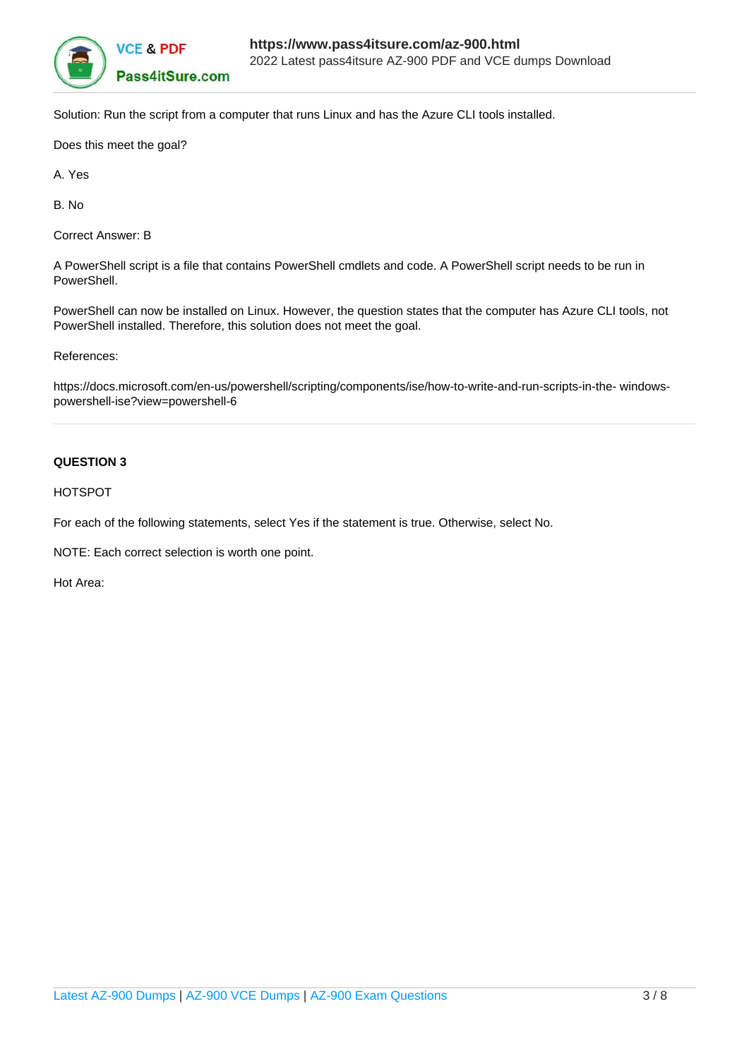Solution: Run the script from a computer that runs Linux and has the Azure CLI tools installed.

Does this meet the goal?

A. Yes

B. No

Correct Answer: B

A PowerShell script is a file that contains PowerShell cmdlets and code. A PowerShell script needs to be run in PowerShell.

PowerShell can now be installed on Linux. However, the question states that the computer has Azure CLI tools, not PowerShell installed. Therefore, this solution does not meet the goal.

References:

https://docs.microsoft.com/en-us/powershell/scripting/components/ise/how-to-write-and-run-scripts-in-the- windows-powershell-ise?view=powershell-6

---

**QUESTION 3**

HOTSPOT

For each of the following statements, select Yes if the statement is true. Otherwise, select No.

NOTE: Each correct selection is worth one point.

Hot Area: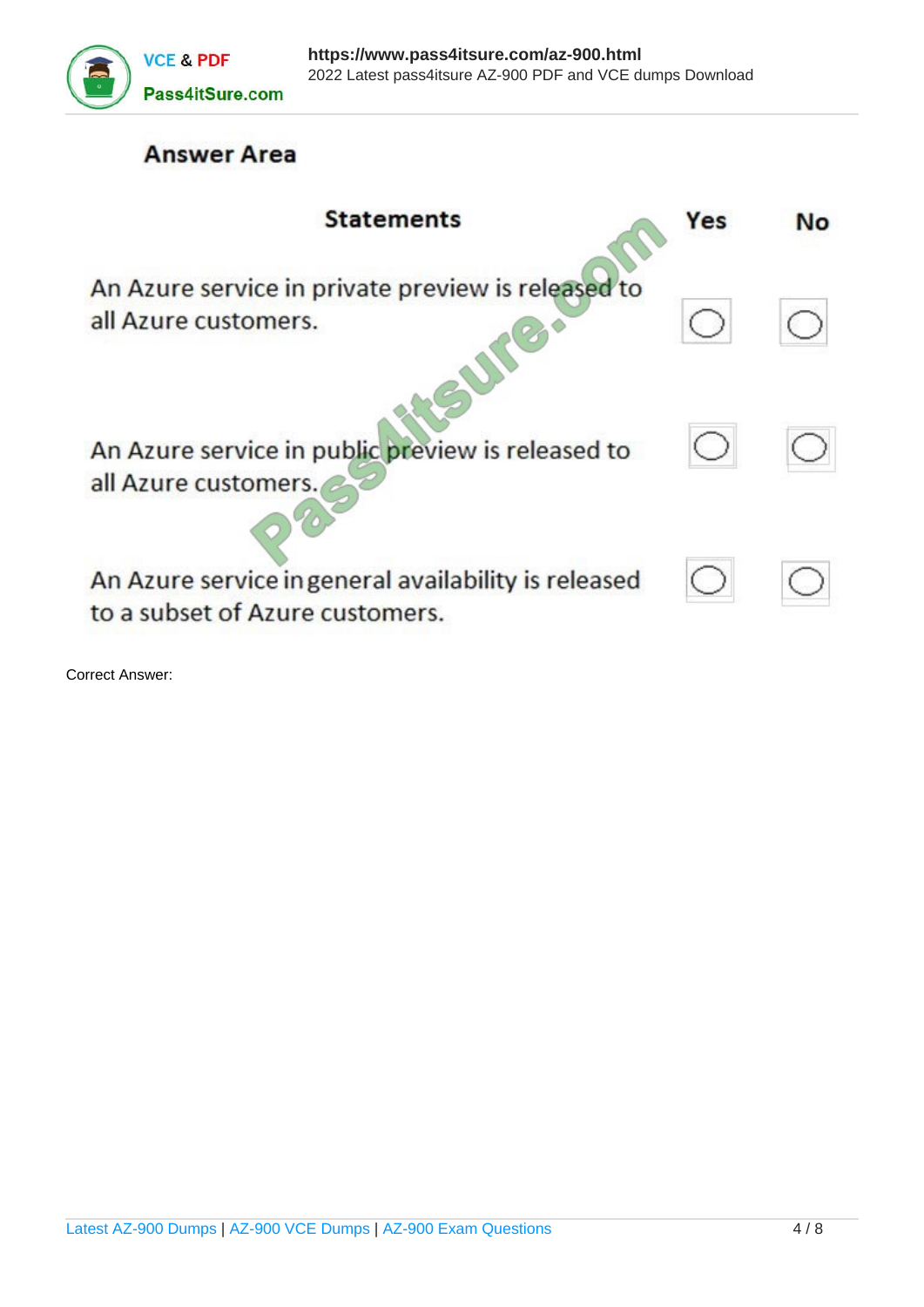## Answer Area

| Statements | Yes | No |
|---|---|---|
| An Azure service in private preview is released to all Azure customers. | ○ | ○ |
| An Azure service in public preview is released to all Azure customers. | ○ | ○ |
| An Azure service in general availability is released to a subset of Azure customers. | ○ | ○ |

Correct Answer: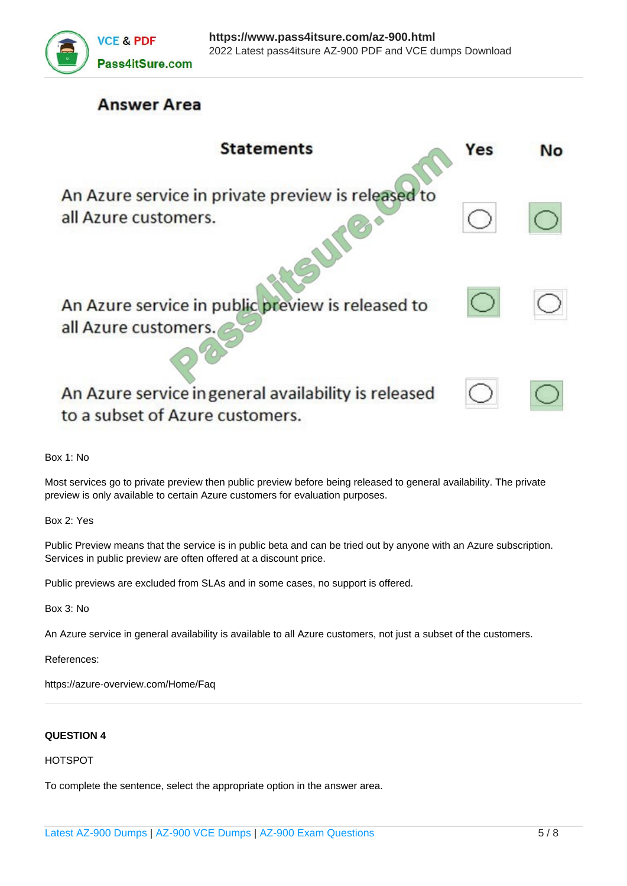**Answer Area**

| Statements | Yes | No |
|---|---|---|
| An Azure service in private preview is released to all Azure customers. | ○ | ● |
| An Azure service in public preview is released to all Azure customers. | ● | ○ |
| An Azure service in general availability is released to a subset of Azure customers. | ○ | ● |

Box 1: No

Most services go to private preview then public preview before being released to general availability. The private preview is only available to certain Azure customers for evaluation purposes.

Box 2: Yes

Public Preview means that the service is in public beta and can be tried out by anyone with an Azure subscription. Services in public preview are often offered at a discount price.

Public previews are excluded from SLAs and in some cases, no support is offered.

Box 3: No

An Azure service in general availability is available to all Azure customers, not just a subset of the customers.

References:

https://azure-overview.com/Home/Faq

---

**QUESTION 4**

HOTSPOT

To complete the sentence, select the appropriate option in the answer area.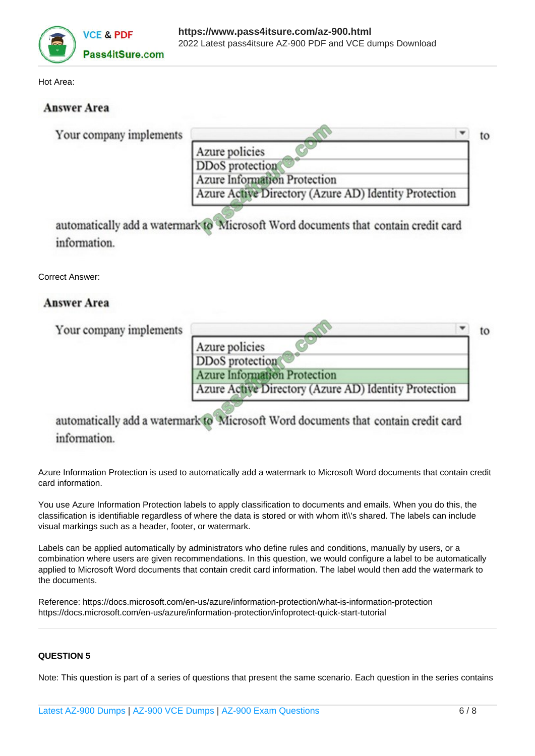Hot Area:

**Answer Area**

Your company implements [dropdown] to automatically add a watermark to Microsoft Word documents that contain credit card information.

- Azure policies
- DDoS protection
- Azure Information Protection
- Azure Active Directory (Azure AD) Identity Protection

Correct Answer:

**Answer Area**

Your company implements [dropdown] to automatically add a watermark to Microsoft Word documents that contain credit card information.

- Azure policies
- DDoS protection
- **Azure Information Protection**
- Azure Active Directory (Azure AD) Identity Protection

Azure Information Protection is used to automatically add a watermark to Microsoft Word documents that contain credit card information.

You use Azure Information Protection labels to apply classification to documents and emails. When you do this, the classification is identifiable regardless of where the data is stored or with whom it\'s shared. The labels can include visual markings such as a header, footer, or watermark.

Labels can be applied automatically by administrators who define rules and conditions, manually by users, or a combination where users are given recommendations. In this question, we would configure a label to be automatically applied to Microsoft Word documents that contain credit card information. The label would then add the watermark to the documents.

Reference: https://docs.microsoft.com/en-us/azure/information-protection/what-is-information-protection
https://docs.microsoft.com/en-us/azure/information-protection/infoprotect-quick-start-tutorial

**QUESTION 5**

Note: This question is part of a series of questions that present the same scenario. Each question in the series contains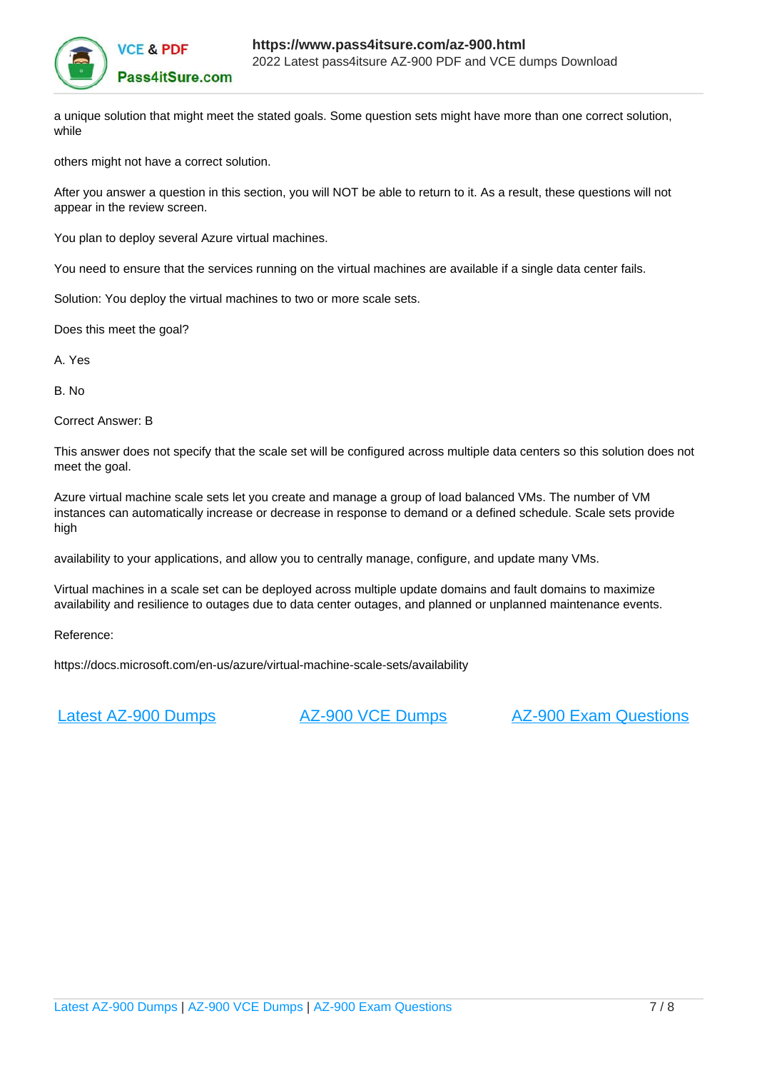a unique solution that might meet the stated goals. Some question sets might have more than one correct solution, while

others might not have a correct solution.

After you answer a question in this section, you will NOT be able to return to it. As a result, these questions will not appear in the review screen.

You plan to deploy several Azure virtual machines.

You need to ensure that the services running on the virtual machines are available if a single data center fails.

Solution: You deploy the virtual machines to two or more scale sets.

Does this meet the goal?

A. Yes

B. No

Correct Answer: B

This answer does not specify that the scale set will be configured across multiple data centers so this solution does not meet the goal.

Azure virtual machine scale sets let you create and manage a group of load balanced VMs. The number of VM instances can automatically increase or decrease in response to demand or a defined schedule. Scale sets provide high

availability to your applications, and allow you to centrally manage, configure, and update many VMs.

Virtual machines in a scale set can be deployed across multiple update domains and fault domains to maximize availability and resilience to outages due to data center outages, and planned or unplanned maintenance events.

Reference:

https://docs.microsoft.com/en-us/azure/virtual-machine-scale-sets/availability

Latest AZ-900 Dumps | AZ-900 VCE Dumps | AZ-900 Exam Questions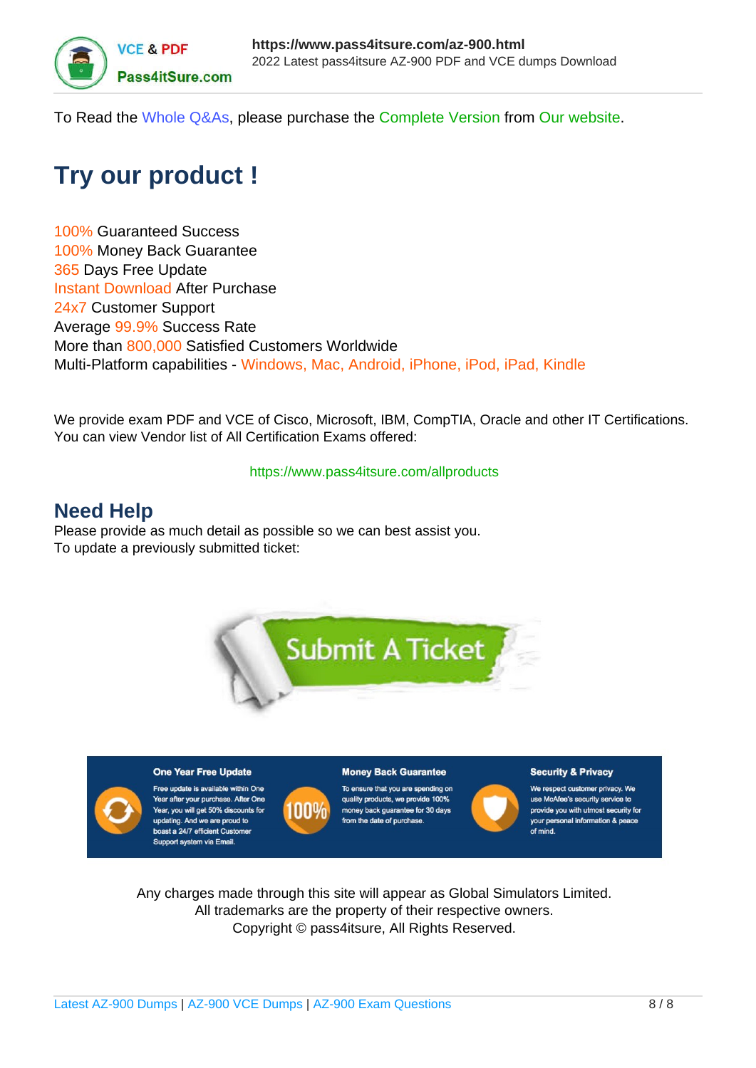To Read the Whole Q&As, please purchase the Complete Version from Our website.

# Try our product !

100% Guaranteed Success
100% Money Back Guarantee
365 Days Free Update
Instant Download After Purchase
24x7 Customer Support
Average 99.9% Success Rate
More than 800,000 Satisfied Customers Worldwide
Multi-Platform capabilities - Windows, Mac, Android, iPhone, iPod, iPad, Kindle

We provide exam PDF and VCE of Cisco, Microsoft, IBM, CompTIA, Oracle and other IT Certifications. You can view Vendor list of All Certification Exams offered:

https://www.pass4itsure.com/allproducts

## Need Help

Please provide as much detail as possible so we can best assist you.
To update a previously submitted ticket:

Submit A Ticket

**One Year Free Update**
Free update is available within One Year after your purchase. After One Year, you will get 50% discounts for updating. And we are proud to boast a 24/7 efficient Customer Support system via Email.

**Money Back Guarantee**
To ensure that you are spending on quality products, we provide 100% money back guarantee for 30 days from the date of purchase.

**Security & Privacy**
We respect customer privacy. We use McAfee's security service to provide you with utmost security for your personal information & peace of mind.

Any charges made through this site will appear as Global Simulators Limited.
All trademarks are the property of their respective owners.
Copyright © pass4itsure, All Rights Reserved.